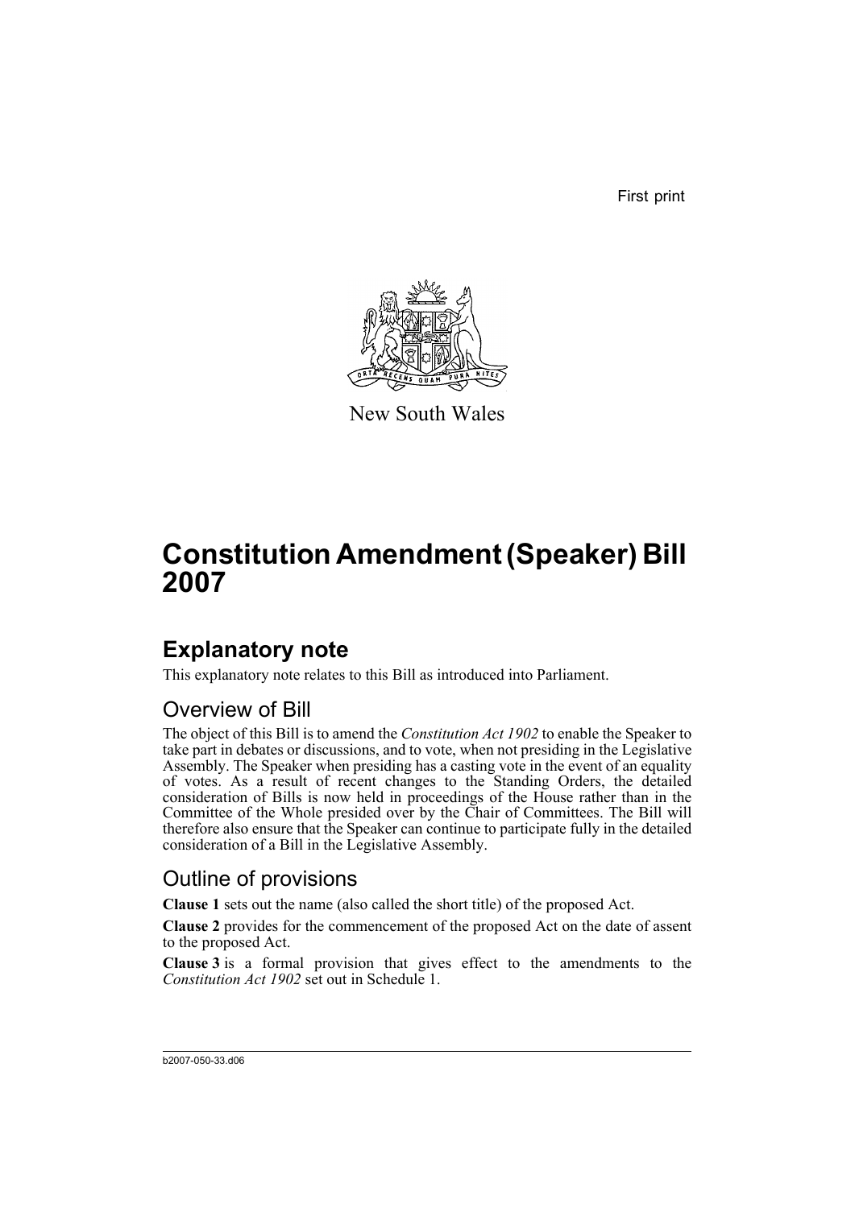First print

New South Wales

# Constitution Amendment (Speaker) Bill 2007

## Explanatory note

This explanatory note relates to this Bill as introduced into Parliament.

### Overview of Bill

The object of this Bill is to amend the *Constitution Act 1902* to enable the Speaker to take part in debates or discussions, and to vote, when not presiding in the Legislative Assembly. The Speaker when presiding has a casting vote in the event of an equality of votes. As a result of recent changes to the Standing Orders, the detailed consideration of Bills is now held in proceedings of the House rather than in the Committee of the Whole presided over by the Chair of Committees. The Bill will therefore also ensure that the Speaker can continue to participate fully in the detailed consideration of a Bill in the Legislative Assembly.

### Outline of provisions

**Clause 1** sets out the name (also called the short title) of the proposed Act.

**Clause 2** provides for the commencement of the proposed Act on the date of assent to the proposed Act.

**Clause 3** is a formal provision that gives effect to the amendments to the *Constitution Act 1902* set out in Schedule 1.

b2007-050-33.d06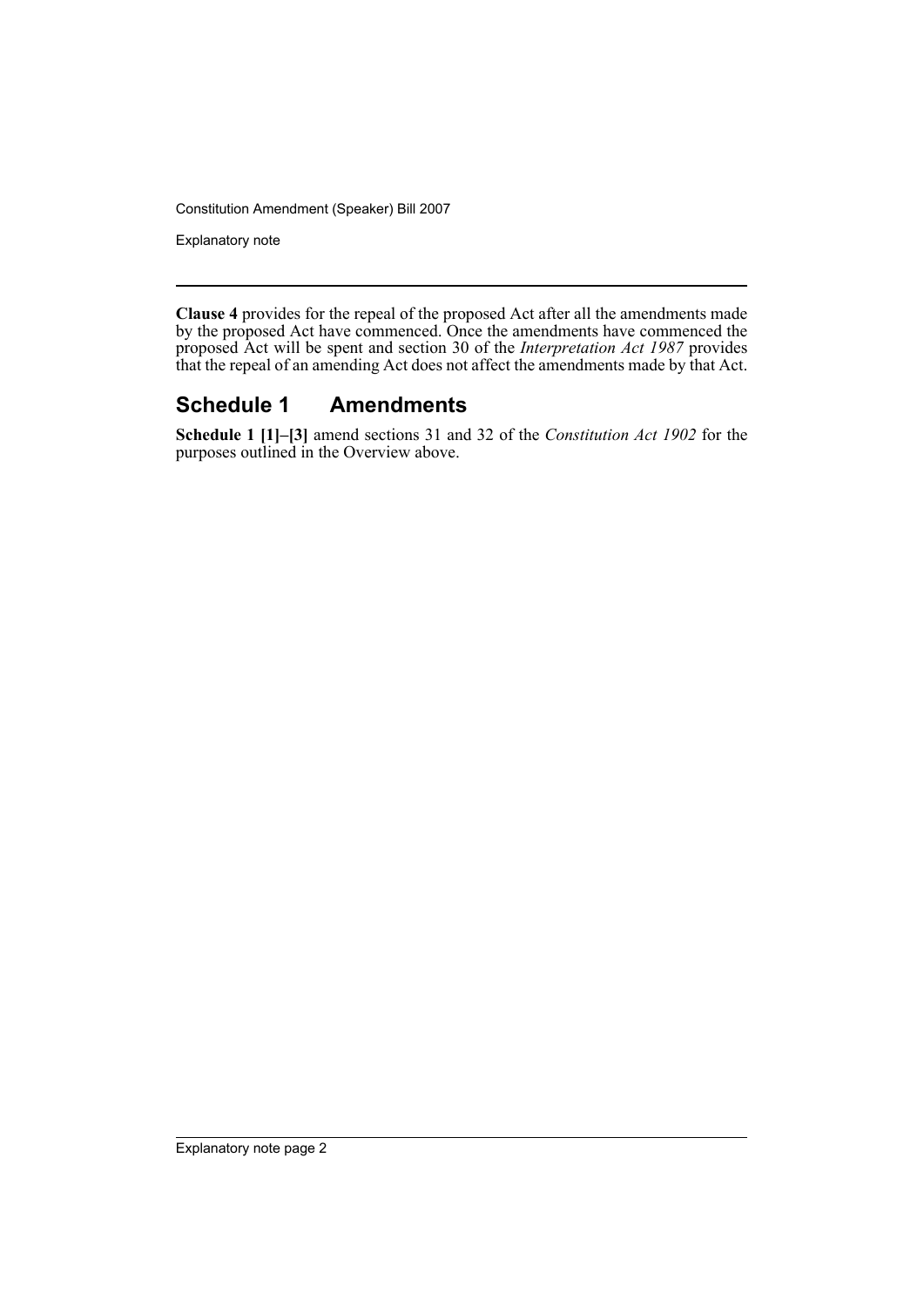**Clause 4** provides for the repeal of the proposed Act after all the amendments made by the proposed Act have commenced. Once the amendments have commenced the proposed Act will be spent and section 30 of the *Interpretation Act 1987* provides that the repeal of an amending Act does not affect the amendments made by that Act.

## Schedule 1 Amendments

**Schedule 1 [1]–[3]** amend sections 31 and 32 of the *Constitution Act 1902* for the purposes outlined in the Overview above.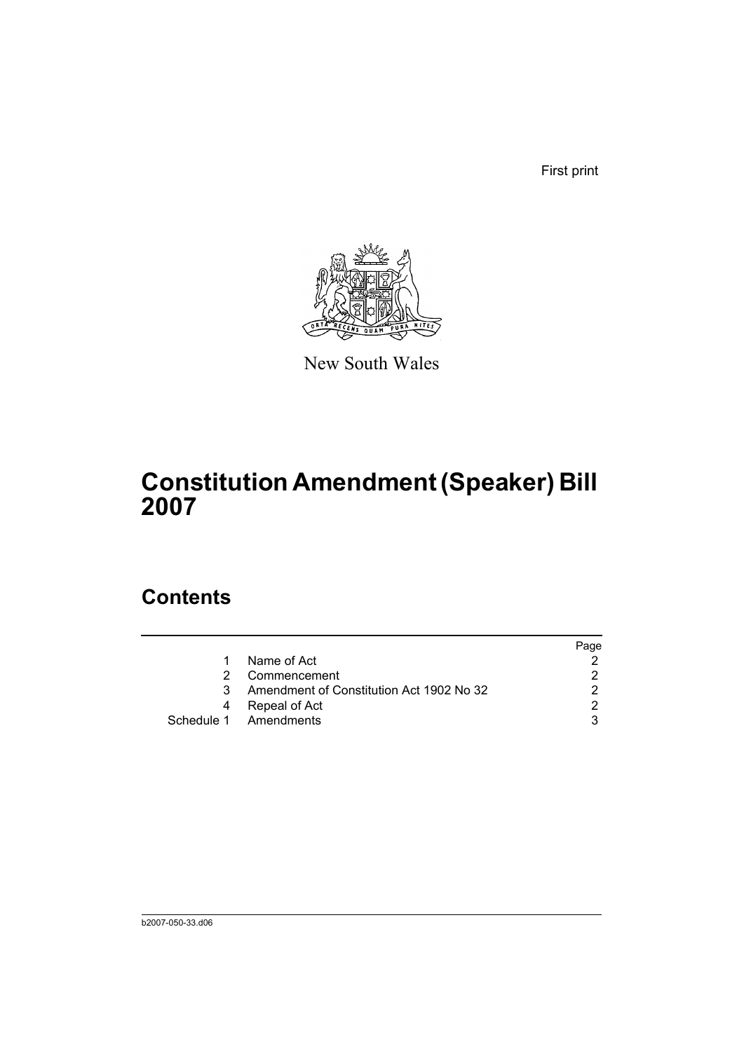First print

New South Wales

# Constitution Amendment (Speaker) Bill 2007

## Contents

| | | Page |
|---|---|---|
| 1 | Name of Act | 2 |
| 2 | Commencement | 2 |
| 3 | Amendment of Constitution Act 1902 No 32 | 2 |
| 4 | Repeal of Act | 2 |
| Schedule 1 | Amendments | 3 |

b2007-050-33.d06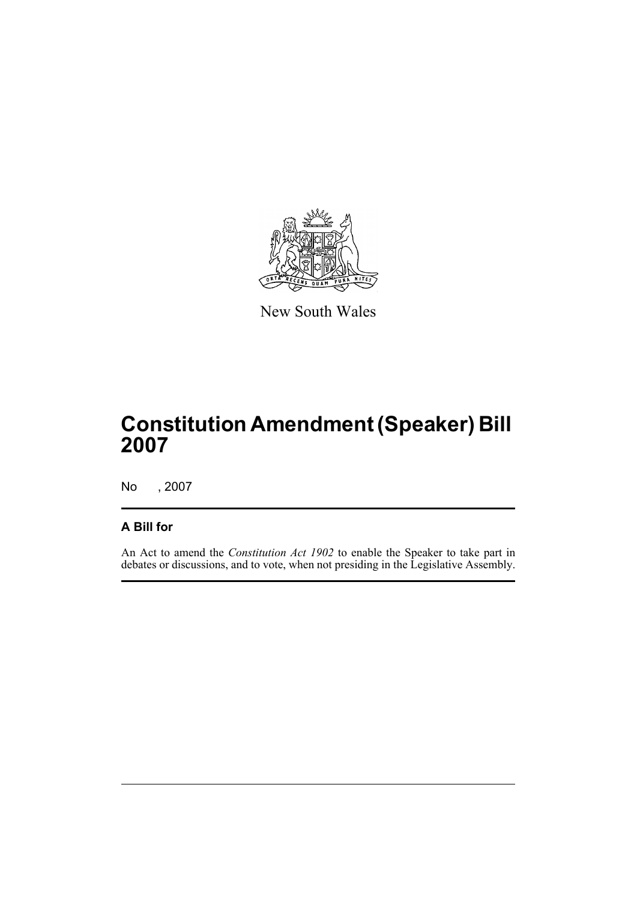New South Wales

# Constitution Amendment (Speaker) Bill 2007

No , 2007

## A Bill for

An Act to amend the *Constitution Act 1902* to enable the Speaker to take part in debates or discussions, and to vote, when not presiding in the Legislative Assembly.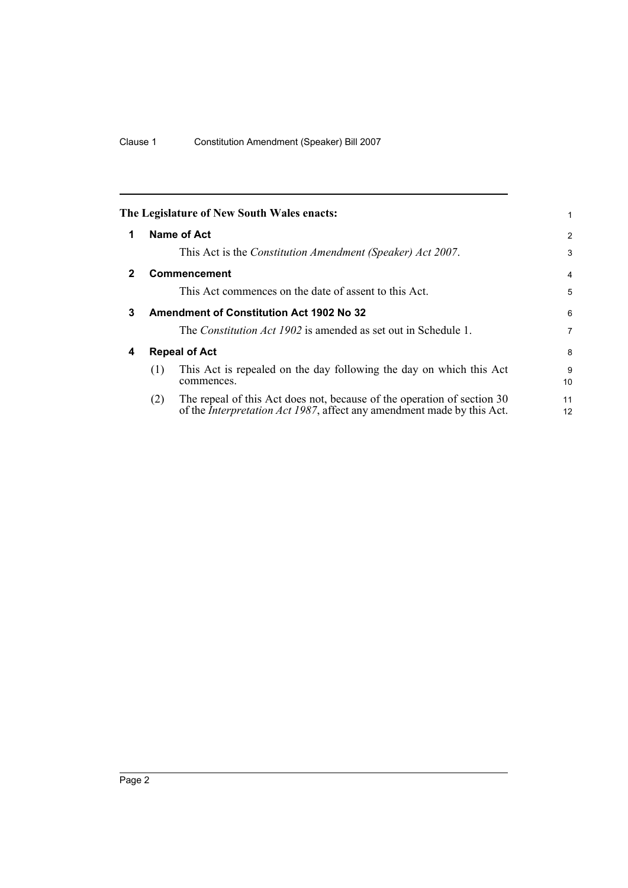The Legislature of New South Wales enacts:

## 1 Name of Act

This Act is the *Constitution Amendment (Speaker) Act 2007*.

## 2 Commencement

This Act commences on the date of assent to this Act.

## 3 Amendment of Constitution Act 1902 No 32

The *Constitution Act 1902* is amended as set out in Schedule 1.

## 4 Repeal of Act

(1) This Act is repealed on the day following the day on which this Act commences.

(2) The repeal of this Act does not, because of the operation of section 30 of the *Interpretation Act 1987*, affect any amendment made by this Act.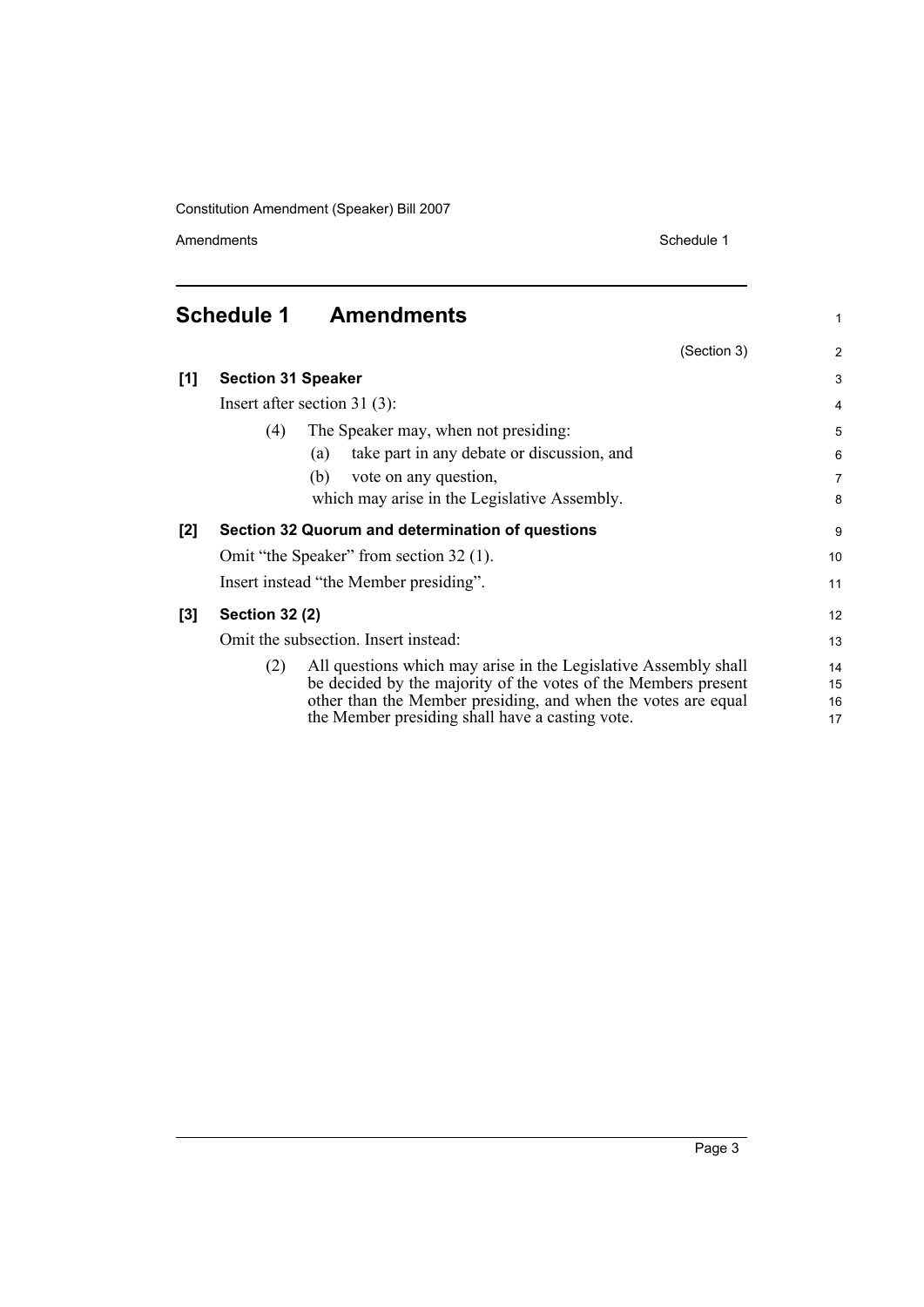## Schedule 1 Amendments

(Section 3)

**[1] Section 31 Speaker**

Insert after section 31 (3):

(4) The Speaker may, when not presiding:

(a) take part in any debate or discussion, and

(b) vote on any question,

which may arise in the Legislative Assembly.

**[2] Section 32 Quorum and determination of questions**

Omit "the Speaker" from section 32 (1).

Insert instead "the Member presiding".

**[3] Section 32 (2)**

Omit the subsection. Insert instead:

(2) All questions which may arise in the Legislative Assembly shall be decided by the majority of the votes of the Members present other than the Member presiding, and when the votes are equal the Member presiding shall have a casting vote.